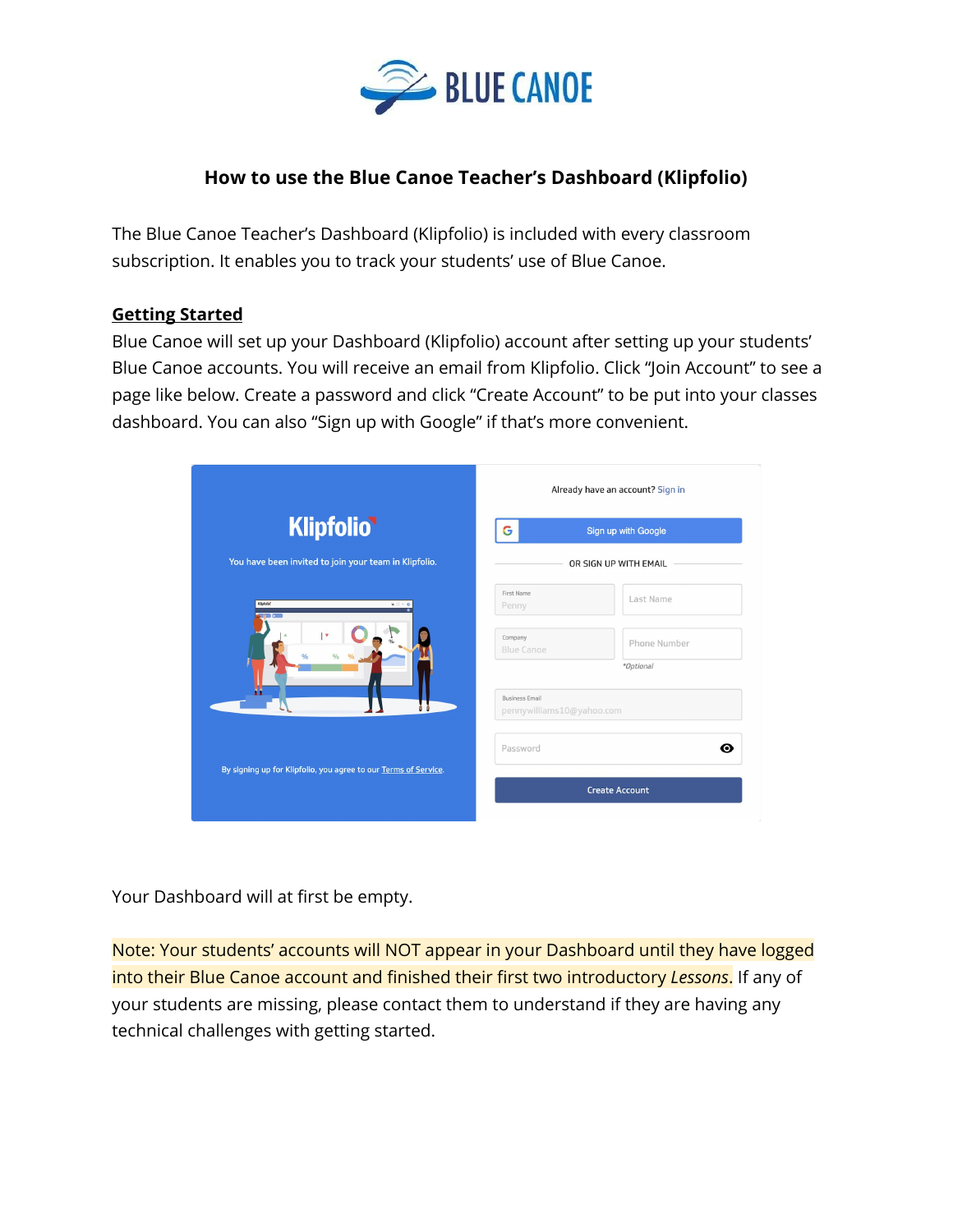# How to use the Blue Canoe Teacher's Dashboard (Klipfolio)

The Blue Canoe Teacher's Dashboard (Klipfolio) is included with every classroom subscription. It enables you to track your students' use of Blue Canoe.

## Getting Started

Blue Canoe will set up your Dashboard (Klipfolio) account after setting up your students' Blue Canoe accounts. You will receive an email from Klipfolio. Click "Join Account" to see a page like below. Create a password and click "Create Account" to be put into your classes dashboard. You can also "Sign up with Google" if that's more convenient.

Your Dashboard will at first be empty.

Note: Your students' accounts will NOT appear in your Dashboard until they have logged into their Blue Canoe account and finished their first two introductory *Lessons*. If any of your students are missing, please contact them to understand if they are having any technical challenges with getting started.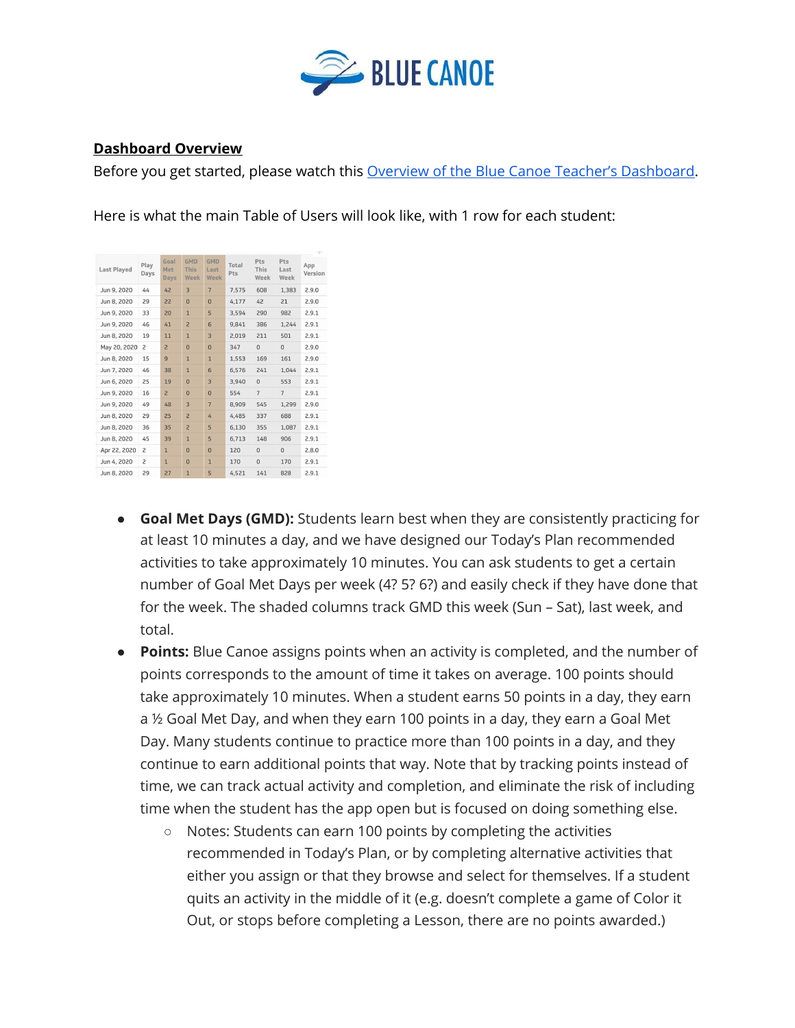## Dashboard Overview

Before you get started, please watch this [Overview of the Blue Canoe Teacher's Dashboard](#).

Here is what the main Table of Users will look like, with 1 row for each student:

| Last Played | Play Days | Goal Met Days | GMD This Week | GMD Last Week | Total Pts | Pts This Week | Pts Last Week | App Version |
|---|---|---|---|---|---|---|---|---|
| Jun 9, 2020 | 44 | 42 | 3 | 7 | 7,575 | 608 | 1,383 | 2.9.0 |
| Jun 8, 2020 | 29 | 22 | 0 | 0 | 4,177 | 42 | 21 | 2.9.0 |
| Jun 9, 2020 | 33 | 20 | 1 | 5 | 3,594 | 290 | 982 | 2.9.1 |
| Jun 9, 2020 | 46 | 41 | 2 | 6 | 9,841 | 386 | 1,244 | 2.9.1 |
| Jun 8, 2020 | 19 | 11 | 1 | 3 | 2,019 | 211 | 501 | 2.9.1 |
| May 20, 2020 | 2 | 2 | 0 | 0 | 347 | 0 | 0 | 2.9.0 |
| Jun 8, 2020 | 15 | 9 | 1 | 1 | 1,553 | 169 | 161 | 2.9.0 |
| Jun 7, 2020 | 46 | 38 | 1 | 6 | 6,576 | 241 | 1,044 | 2.9.1 |
| Jun 6, 2020 | 25 | 19 | 0 | 3 | 3,940 | 0 | 553 | 2.9.1 |
| Jun 9, 2020 | 16 | 2 | 0 | 0 | 554 | 7 | 7 | 2.9.1 |
| Jun 9, 2020 | 49 | 48 | 3 | 7 | 8,909 | 545 | 1,299 | 2.9.0 |
| Jun 8, 2020 | 29 | 25 | 2 | 4 | 4,485 | 337 | 688 | 2.9.1 |
| Jun 8, 2020 | 36 | 35 | 2 | 5 | 6,130 | 355 | 1,087 | 2.9.1 |
| Jun 8, 2020 | 45 | 39 | 1 | 5 | 6,713 | 148 | 906 | 2.9.1 |
| Apr 22, 2020 | 2 | 1 | 0 | 0 | 120 | 0 | 0 | 2.8.0 |
| Jun 4, 2020 | 2 | 1 | 0 | 1 | 170 | 0 | 170 | 2.9.1 |
| Jun 8, 2020 | 29 | 27 | 1 | 5 | 4,521 | 141 | 828 | 2.9.1 |

- **Goal Met Days (GMD):** Students learn best when they are consistently practicing for at least 10 minutes a day, and we have designed our Today's Plan recommended activities to take approximately 10 minutes. You can ask students to get a certain number of Goal Met Days per week (4? 5? 6?) and easily check if they have done that for the week. The shaded columns track GMD this week (Sun – Sat), last week, and total.
- **Points:** Blue Canoe assigns points when an activity is completed, and the number of points corresponds to the amount of time it takes on average. 100 points should take approximately 10 minutes. When a student earns 50 points in a day, they earn a ½ Goal Met Day, and when they earn 100 points in a day, they earn a Goal Met Day. Many students continue to practice more than 100 points in a day, and they continue to earn additional points that way. Note that by tracking points instead of time, we can track actual activity and completion, and eliminate the risk of including time when the student has the app open but is focused on doing something else.
  - Notes: Students can earn 100 points by completing the activities recommended in Today's Plan, or by completing alternative activities that either you assign or that they browse and select for themselves. If a student quits an activity in the middle of it (e.g. doesn't complete a game of Color it Out, or stops before completing a Lesson, there are no points awarded.)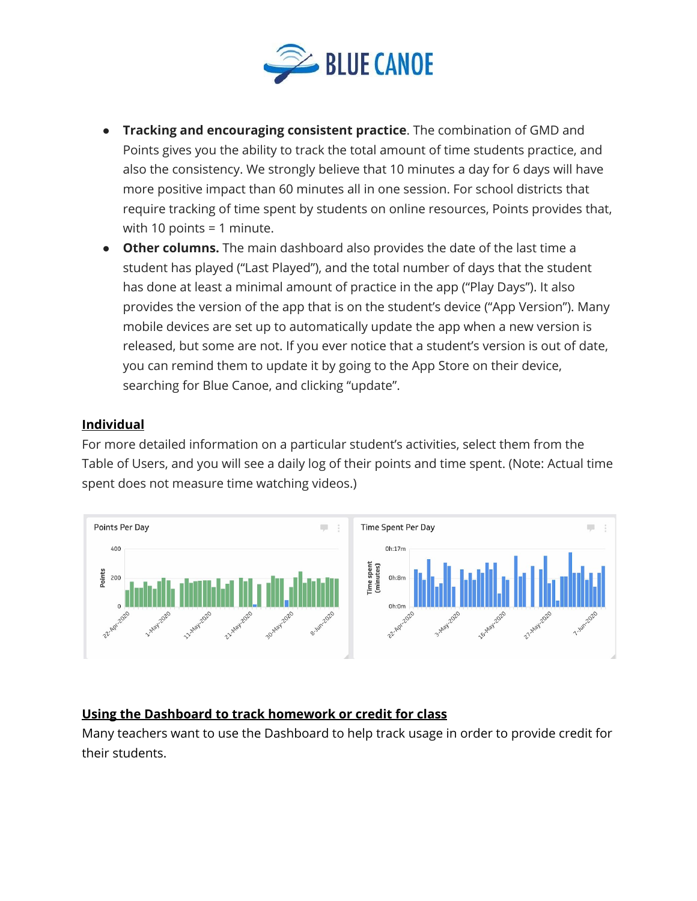- **Tracking and encouraging consistent practice**. The combination of GMD and Points gives you the ability to track the total amount of time students practice, and also the consistency. We strongly believe that 10 minutes a day for 6 days will have more positive impact than 60 minutes all in one session. For school districts that require tracking of time spent by students on online resources, Points provides that, with 10 points = 1 minute.
- **Other columns.** The main dashboard also provides the date of the last time a student has played ("Last Played"), and the total number of days that the student has done at least a minimal amount of practice in the app ("Play Days"). It also provides the version of the app that is on the student's device ("App Version"). Many mobile devices are set up to automatically update the app when a new version is released, but some are not. If you ever notice that a student's version is out of date, you can remind them to update it by going to the App Store on their device, searching for Blue Canoe, and clicking "update".

## Individual

For more detailed information on a particular student's activities, select them from the Table of Users, and you will see a daily log of their points and time spent. (Note: Actual time spent does not measure time watching videos.)

## Using the Dashboard to track homework or credit for class

Many teachers want to use the Dashboard to help track usage in order to provide credit for their students.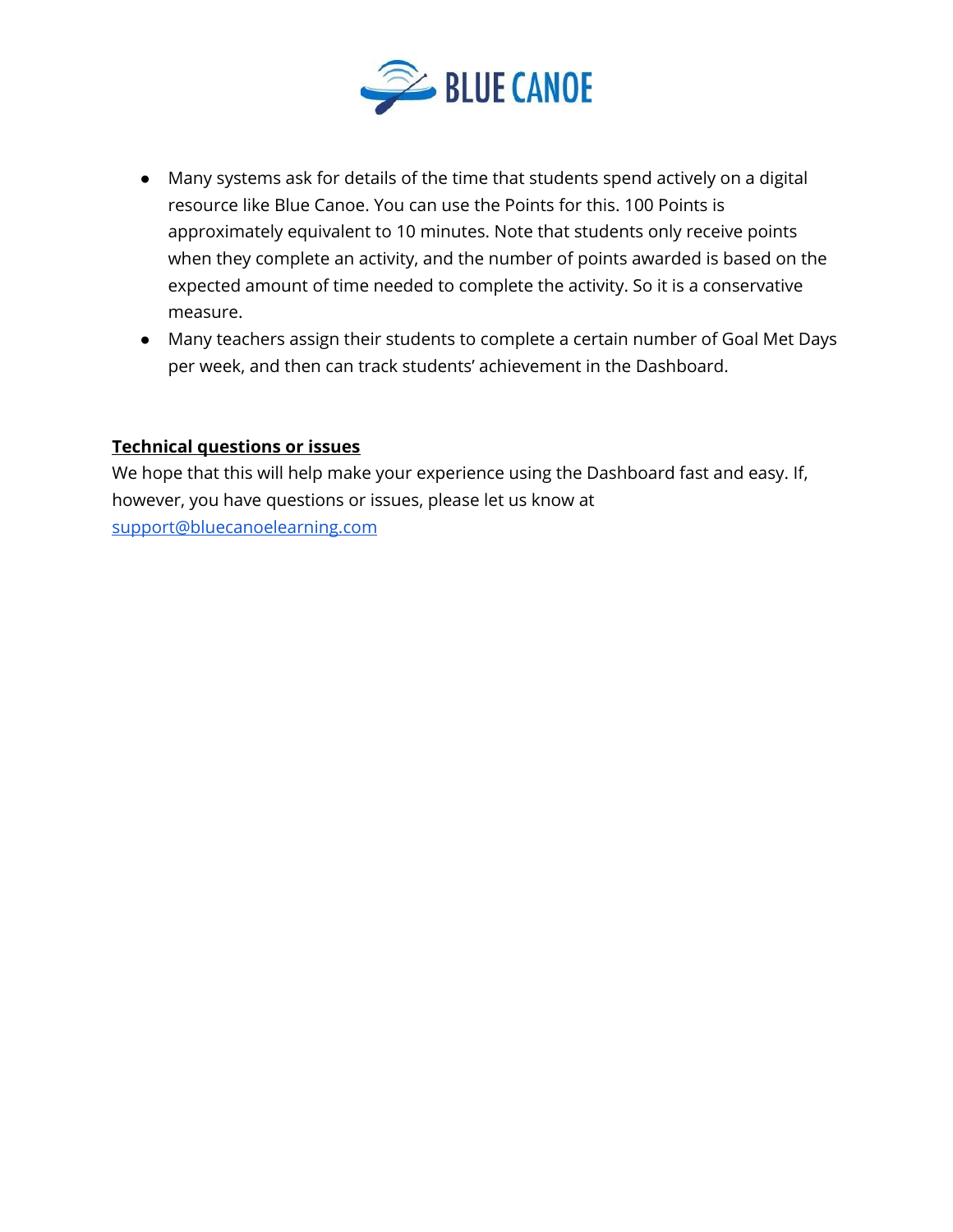- Many systems ask for details of the time that students spend actively on a digital resource like Blue Canoe. You can use the Points for this. 100 Points is approximately equivalent to 10 minutes. Note that students only receive points when they complete an activity, and the number of points awarded is based on the expected amount of time needed to complete the activity. So it is a conservative measure.
- Many teachers assign their students to complete a certain number of Goal Met Days per week, and then can track students' achievement in the Dashboard.

**Technical questions or issues**

We hope that this will help make your experience using the Dashboard fast and easy. If, however, you have questions or issues, please let us know at [support@bluecanoelearning.com](mailto:support@bluecanoelearning.com)